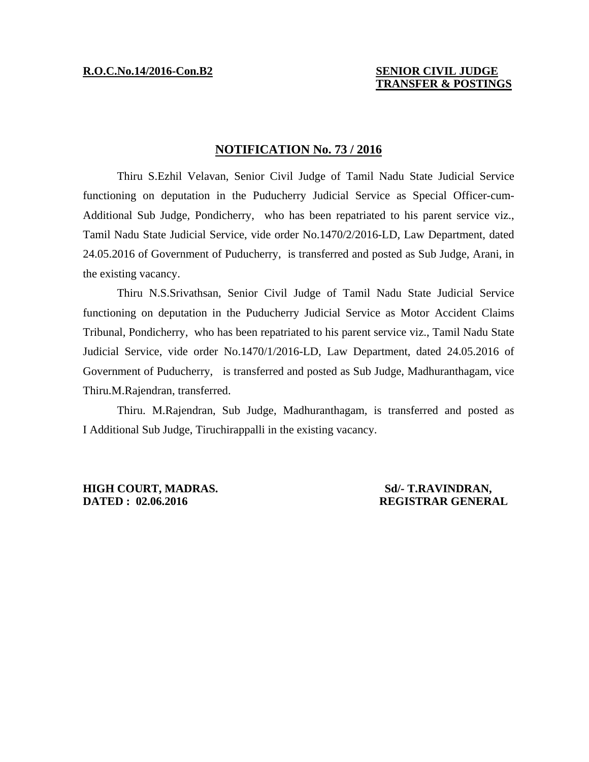**R.O.C.No.14/2016-Con.B2**

**SENIOR CIVIL JUDGE**
**TRANSFER & POSTINGS**

## NOTIFICATION No. 73 / 2016

Thiru S.Ezhil Velavan, Senior Civil Judge of Tamil Nadu State Judicial Service functioning on deputation in the Puducherry Judicial Service as Special Officer-cum-Additional Sub Judge, Pondicherry, who has been repatriated to his parent service viz., Tamil Nadu State Judicial Service, vide order No.1470/2/2016-LD, Law Department, dated 24.05.2016 of Government of Puducherry, is transferred and posted as Sub Judge, Arani, in the existing vacancy.

Thiru N.S.Srivathsan, Senior Civil Judge of Tamil Nadu State Judicial Service functioning on deputation in the Puducherry Judicial Service as Motor Accident Claims Tribunal, Pondicherry, who has been repatriated to his parent service viz., Tamil Nadu State Judicial Service, vide order No.1470/1/2016-LD, Law Department, dated 24.05.2016 of Government of Puducherry, is transferred and posted as Sub Judge, Madhuranthagam, vice Thiru.M.Rajendran, transferred.

Thiru. M.Rajendran, Sub Judge, Madhuranthagam, is transferred and posted as I Additional Sub Judge, Tiruchirappalli in the existing vacancy.

**HIGH COURT, MADRAS.**
**DATED : 02.06.2016**

**Sd/- T.RAVINDRAN,**
**REGISTRAR GENERAL**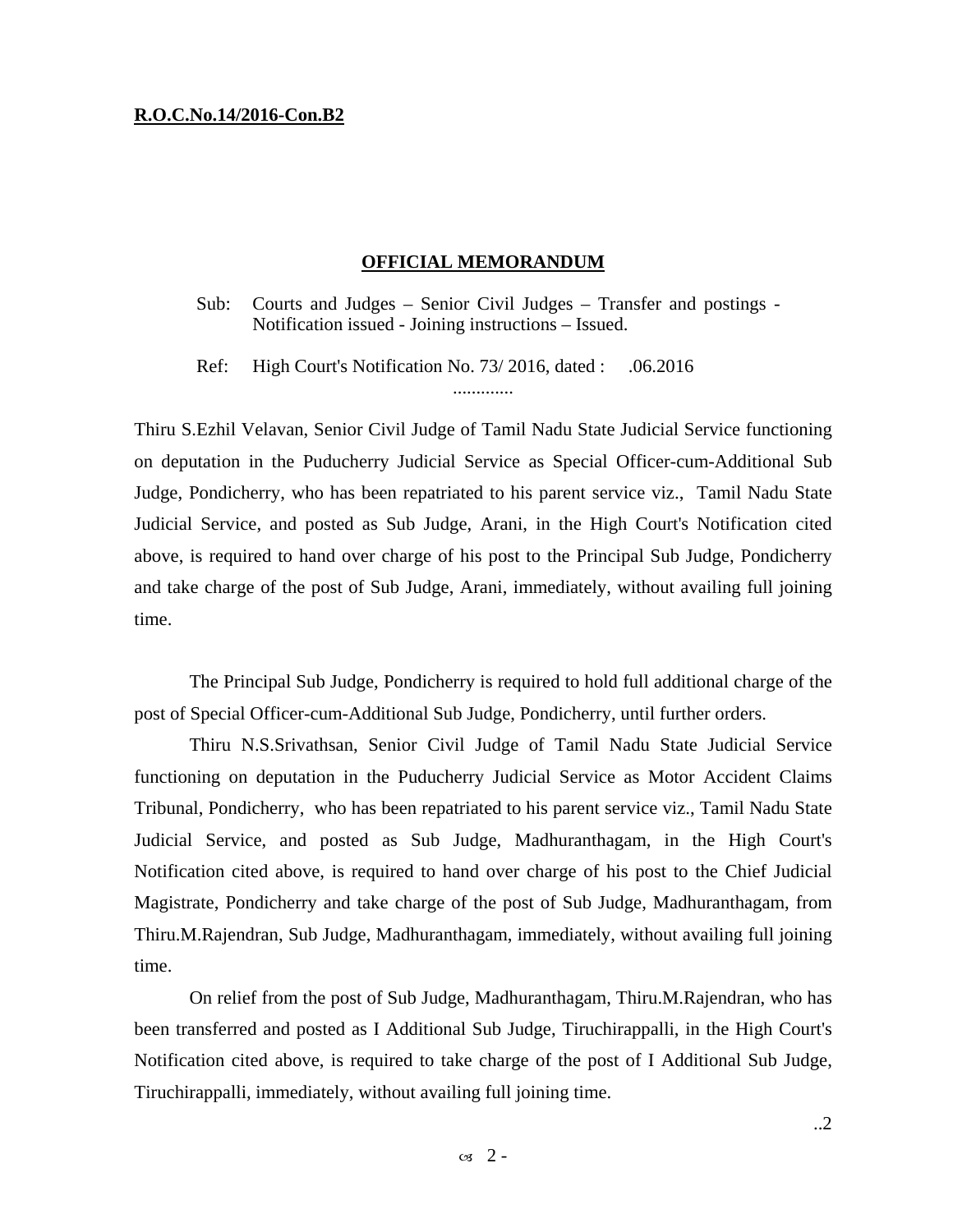**R.O.C.No.14/2016-Con.B2**

## OFFICIAL MEMORANDUM

Sub: Courts and Judges – Senior Civil Judges – Transfer and postings - Notification issued - Joining instructions – Issued.

Ref: High Court's Notification No. 73/ 2016, dated : .06.2016

.............

Thiru S.Ezhil Velavan, Senior Civil Judge of Tamil Nadu State Judicial Service functioning on deputation in the Puducherry Judicial Service as Special Officer-cum-Additional Sub Judge, Pondicherry, who has been repatriated to his parent service viz., Tamil Nadu State Judicial Service, and posted as Sub Judge, Arani, in the High Court's Notification cited above, is required to hand over charge of his post to the Principal Sub Judge, Pondicherry and take charge of the post of Sub Judge, Arani, immediately, without availing full joining time.

The Principal Sub Judge, Pondicherry is required to hold full additional charge of the post of Special Officer-cum-Additional Sub Judge, Pondicherry, until further orders.

Thiru N.S.Srivathsan, Senior Civil Judge of Tamil Nadu State Judicial Service functioning on deputation in the Puducherry Judicial Service as Motor Accident Claims Tribunal, Pondicherry, who has been repatriated to his parent service viz., Tamil Nadu State Judicial Service, and posted as Sub Judge, Madhuranthagam, in the High Court's Notification cited above, is required to hand over charge of his post to the Chief Judicial Magistrate, Pondicherry and take charge of the post of Sub Judge, Madhuranthagam, from Thiru.M.Rajendran, Sub Judge, Madhuranthagam, immediately, without availing full joining time.

On relief from the post of Sub Judge, Madhuranthagam, Thiru.M.Rajendran, who has been transferred and posted as I Additional Sub Judge, Tiruchirappalli, in the High Court's Notification cited above, is required to take charge of the post of I Additional Sub Judge, Tiruchirappalli, immediately, without availing full joining time.

..2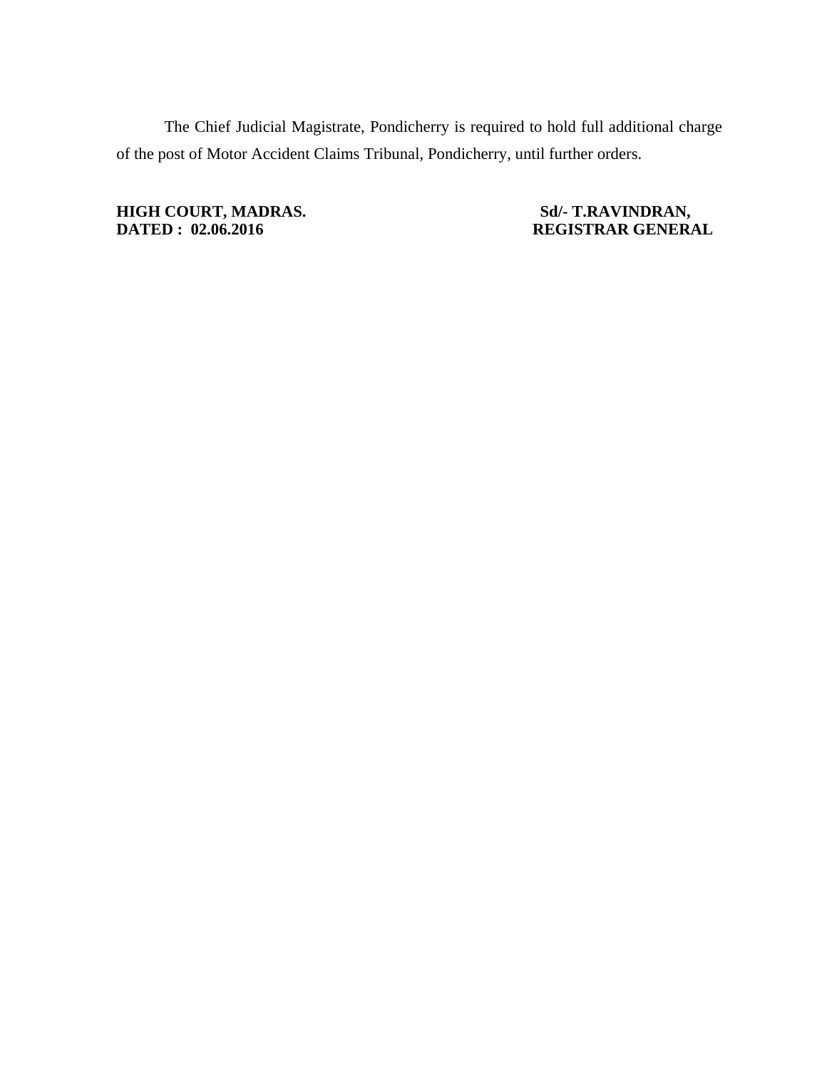The Chief Judicial Magistrate, Pondicherry is required to hold full additional charge of the post of Motor Accident Claims Tribunal, Pondicherry, until further orders.

**HIGH COURT, MADRAS.**
**DATED : 02.06.2016**

**Sd/- T.RAVINDRAN,**
**REGISTRAR GENERAL**